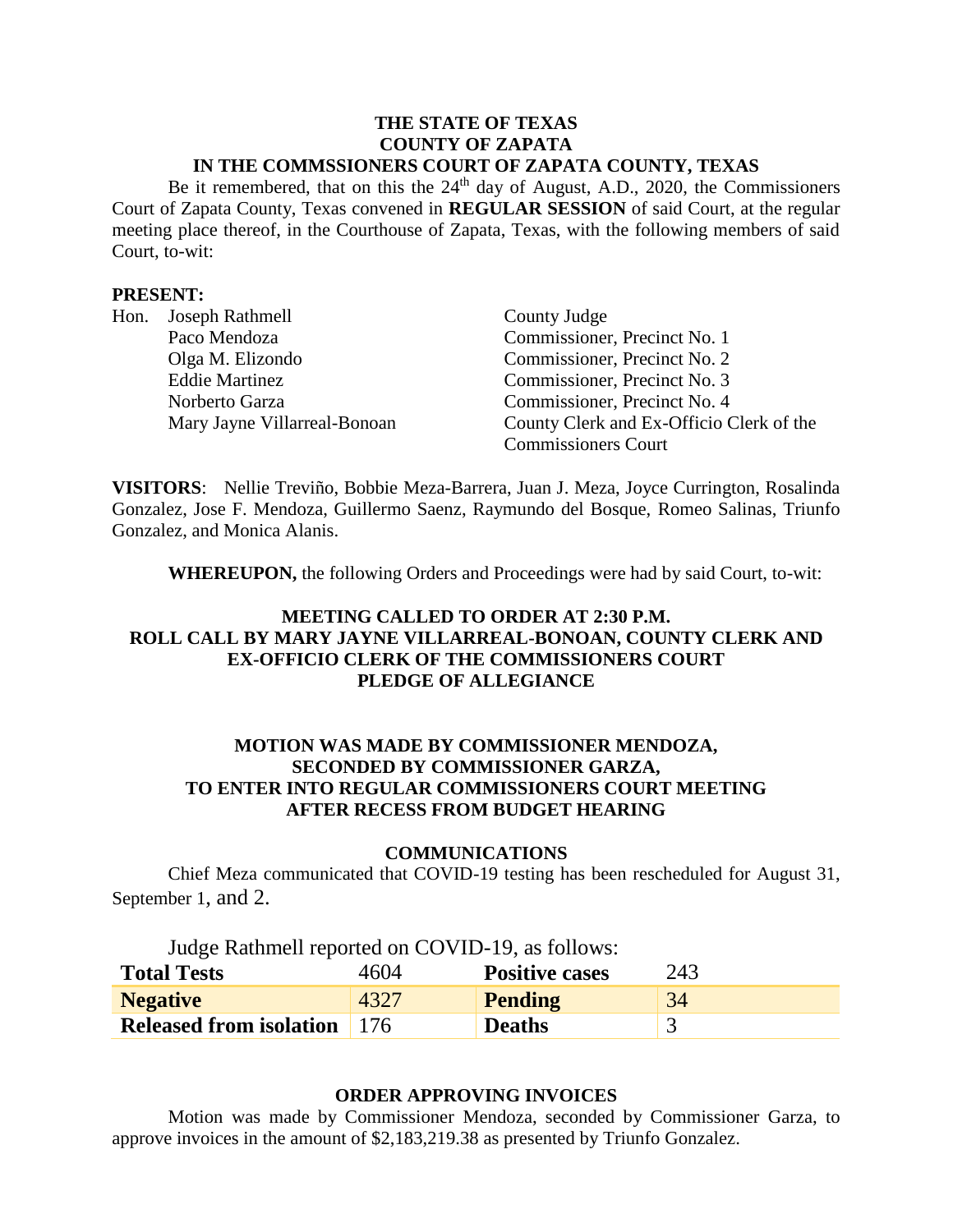**THE STATE OF TEXAS**
**COUNTY OF ZAPATA**
**IN THE COMMSSIONERS COURT OF ZAPATA COUNTY, TEXAS**

Be it remembered, that on this the 24th day of August, A.D., 2020, the Commissioners Court of Zapata County, Texas convened in **REGULAR SESSION** of said Court, at the regular meeting place thereof, in the Courthouse of Zapata, Texas, with the following members of said Court, to-wit:

**PRESENT:**

| | | |
|---|---|---|
| Hon. | Joseph Rathmell | County Judge |
| | Paco Mendoza | Commissioner, Precinct No. 1 |
| | Olga M. Elizondo | Commissioner, Precinct No. 2 |
| | Eddie Martinez | Commissioner, Precinct No. 3 |
| | Norberto Garza | Commissioner, Precinct No. 4 |
| | Mary Jayne Villarreal-Bonoan | County Clerk and Ex-Officio Clerk of the Commissioners Court |

**VISITORS**: Nellie Treviño, Bobbie Meza-Barrera, Juan J. Meza, Joyce Currington, Rosalinda Gonzalez, Jose F. Mendoza, Guillermo Saenz, Raymundo del Bosque, Romeo Salinas, Triunfo Gonzalez, and Monica Alanis.

**WHEREUPON,** the following Orders and Proceedings were had by said Court, to-wit:

**MEETING CALLED TO ORDER AT 2:30 P.M.**
**ROLL CALL BY MARY JAYNE VILLARREAL-BONOAN, COUNTY CLERK AND EX-OFFICIO CLERK OF THE COMMISSIONERS COURT**
**PLEDGE OF ALLEGIANCE**

**MOTION WAS MADE BY COMMISSIONER MENDOZA, SECONDED BY COMMISSIONER GARZA, TO ENTER INTO REGULAR COMMISSIONERS COURT MEETING AFTER RECESS FROM BUDGET HEARING**

**COMMUNICATIONS**

Chief Meza communicated that COVID-19 testing has been rescheduled for August 31, September 1, and 2.

Judge Rathmell reported on COVID-19, as follows:

| **Total Tests** | 4604 | **Positive cases** | 243 |
|---|---|---|---|
| **Negative** | 4327 | **Pending** | 34 |
| **Released from isolation** | 176 | **Deaths** | 3 |

**ORDER APPROVING INVOICES**

Motion was made by Commissioner Mendoza, seconded by Commissioner Garza, to approve invoices in the amount of $2,183,219.38 as presented by Triunfo Gonzalez.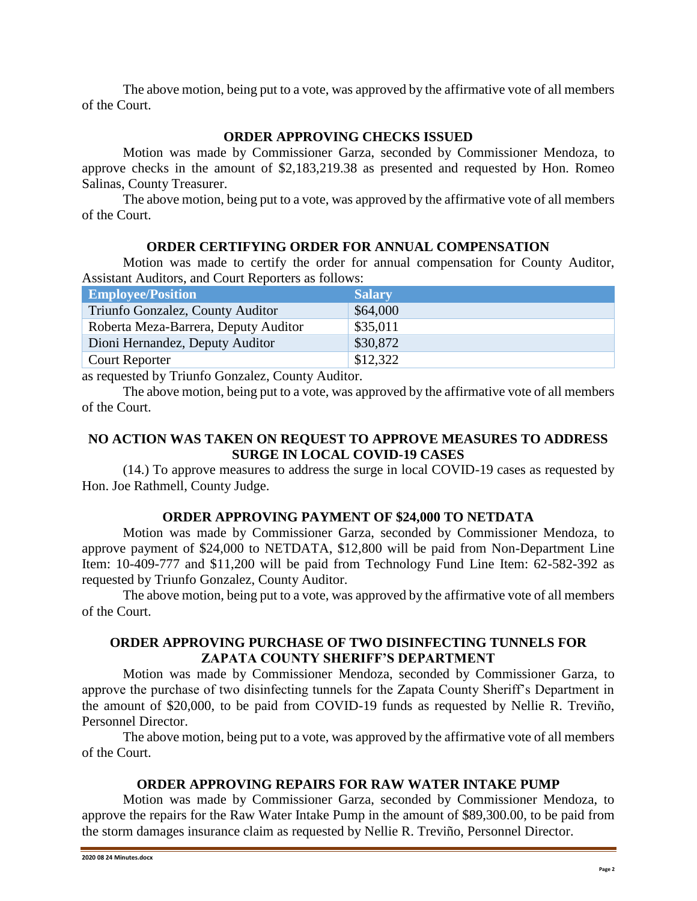The above motion, being put to a vote, was approved by the affirmative vote of all members of the Court.

**ORDER APPROVING CHECKS ISSUED**

Motion was made by Commissioner Garza, seconded by Commissioner Mendoza, to approve checks in the amount of $2,183,219.38 as presented and requested by Hon. Romeo Salinas, County Treasurer.

The above motion, being put to a vote, was approved by the affirmative vote of all members of the Court.

**ORDER CERTIFYING ORDER FOR ANNUAL COMPENSATION**

Motion was made to certify the order for annual compensation for County Auditor, Assistant Auditors, and Court Reporters as follows:

| Employee/Position | Salary |
|---|---|
| Triunfo Gonzalez, County Auditor | $64,000 |
| Roberta Meza-Barrera, Deputy Auditor | $35,011 |
| Dioni Hernandez, Deputy Auditor | $30,872 |
| Court Reporter | $12,322 |

as requested by Triunfo Gonzalez, County Auditor.

The above motion, being put to a vote, was approved by the affirmative vote of all members of the Court.

**NO ACTION WAS TAKEN ON REQUEST TO APPROVE MEASURES TO ADDRESS SURGE IN LOCAL COVID-19 CASES**

(14.) To approve measures to address the surge in local COVID-19 cases as requested by Hon. Joe Rathmell, County Judge.

**ORDER APPROVING PAYMENT OF $24,000 TO NETDATA**

Motion was made by Commissioner Garza, seconded by Commissioner Mendoza, to approve payment of $24,000 to NETDATA, $12,800 will be paid from Non-Department Line Item: 10-409-777 and $11,200 will be paid from Technology Fund Line Item: 62-582-392 as requested by Triunfo Gonzalez, County Auditor.

The above motion, being put to a vote, was approved by the affirmative vote of all members of the Court.

**ORDER APPROVING PURCHASE OF TWO DISINFECTING TUNNELS FOR ZAPATA COUNTY SHERIFF'S DEPARTMENT**

Motion was made by Commissioner Mendoza, seconded by Commissioner Garza, to approve the purchase of two disinfecting tunnels for the Zapata County Sheriff's Department in the amount of $20,000, to be paid from COVID-19 funds as requested by Nellie R. Treviño, Personnel Director.

The above motion, being put to a vote, was approved by the affirmative vote of all members of the Court.

**ORDER APPROVING REPAIRS FOR RAW WATER INTAKE PUMP**

Motion was made by Commissioner Garza, seconded by Commissioner Mendoza, to approve the repairs for the Raw Water Intake Pump in the amount of $89,300.00, to be paid from the storm damages insurance claim as requested by Nellie R. Treviño, Personnel Director.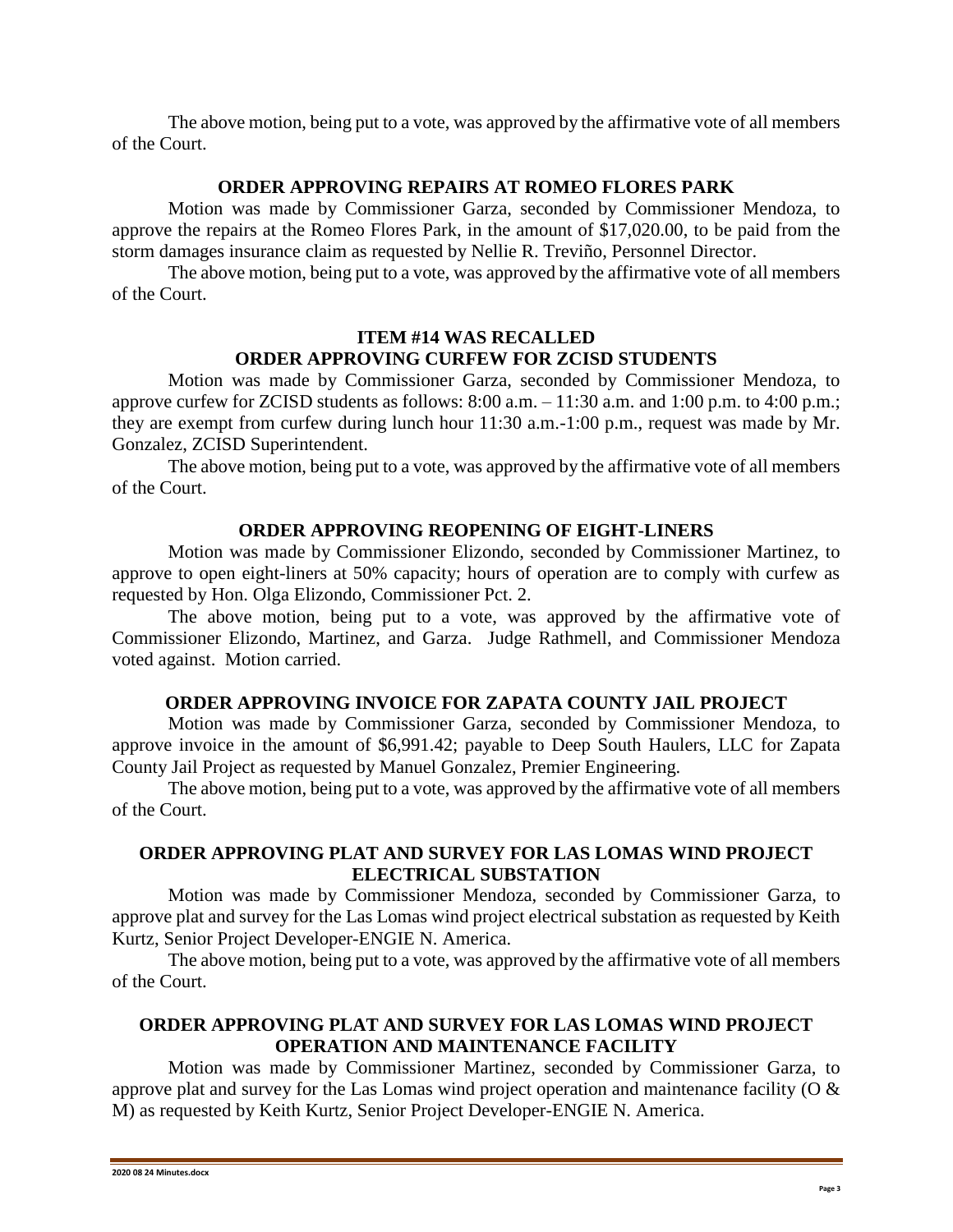The above motion, being put to a vote, was approved by the affirmative vote of all members of the Court.

**ORDER APPROVING REPAIRS AT ROMEO FLORES PARK**

Motion was made by Commissioner Garza, seconded by Commissioner Mendoza, to approve the repairs at the Romeo Flores Park, in the amount of $17,020.00, to be paid from the storm damages insurance claim as requested by Nellie R. Treviño, Personnel Director.

The above motion, being put to a vote, was approved by the affirmative vote of all members of the Court.

**ITEM #14 WAS RECALLED**
**ORDER APPROVING CURFEW FOR ZCISD STUDENTS**

Motion was made by Commissioner Garza, seconded by Commissioner Mendoza, to approve curfew for ZCISD students as follows: 8:00 a.m. – 11:30 a.m. and 1:00 p.m. to 4:00 p.m.; they are exempt from curfew during lunch hour 11:30 a.m.-1:00 p.m., request was made by Mr. Gonzalez, ZCISD Superintendent.

The above motion, being put to a vote, was approved by the affirmative vote of all members of the Court.

**ORDER APPROVING REOPENING OF EIGHT-LINERS**

Motion was made by Commissioner Elizondo, seconded by Commissioner Martinez, to approve to open eight-liners at 50% capacity; hours of operation are to comply with curfew as requested by Hon. Olga Elizondo, Commissioner Pct. 2.

The above motion, being put to a vote, was approved by the affirmative vote of Commissioner Elizondo, Martinez, and Garza. Judge Rathmell, and Commissioner Mendoza voted against. Motion carried.

**ORDER APPROVING INVOICE FOR ZAPATA COUNTY JAIL PROJECT**

Motion was made by Commissioner Garza, seconded by Commissioner Mendoza, to approve invoice in the amount of $6,991.42; payable to Deep South Haulers, LLC for Zapata County Jail Project as requested by Manuel Gonzalez, Premier Engineering.

The above motion, being put to a vote, was approved by the affirmative vote of all members of the Court.

**ORDER APPROVING PLAT AND SURVEY FOR LAS LOMAS WIND PROJECT ELECTRICAL SUBSTATION**

Motion was made by Commissioner Mendoza, seconded by Commissioner Garza, to approve plat and survey for the Las Lomas wind project electrical substation as requested by Keith Kurtz, Senior Project Developer-ENGIE N. America.

The above motion, being put to a vote, was approved by the affirmative vote of all members of the Court.

**ORDER APPROVING PLAT AND SURVEY FOR LAS LOMAS WIND PROJECT OPERATION AND MAINTENANCE FACILITY**

Motion was made by Commissioner Martinez, seconded by Commissioner Garza, to approve plat and survey for the Las Lomas wind project operation and maintenance facility (O & M) as requested by Keith Kurtz, Senior Project Developer-ENGIE N. America.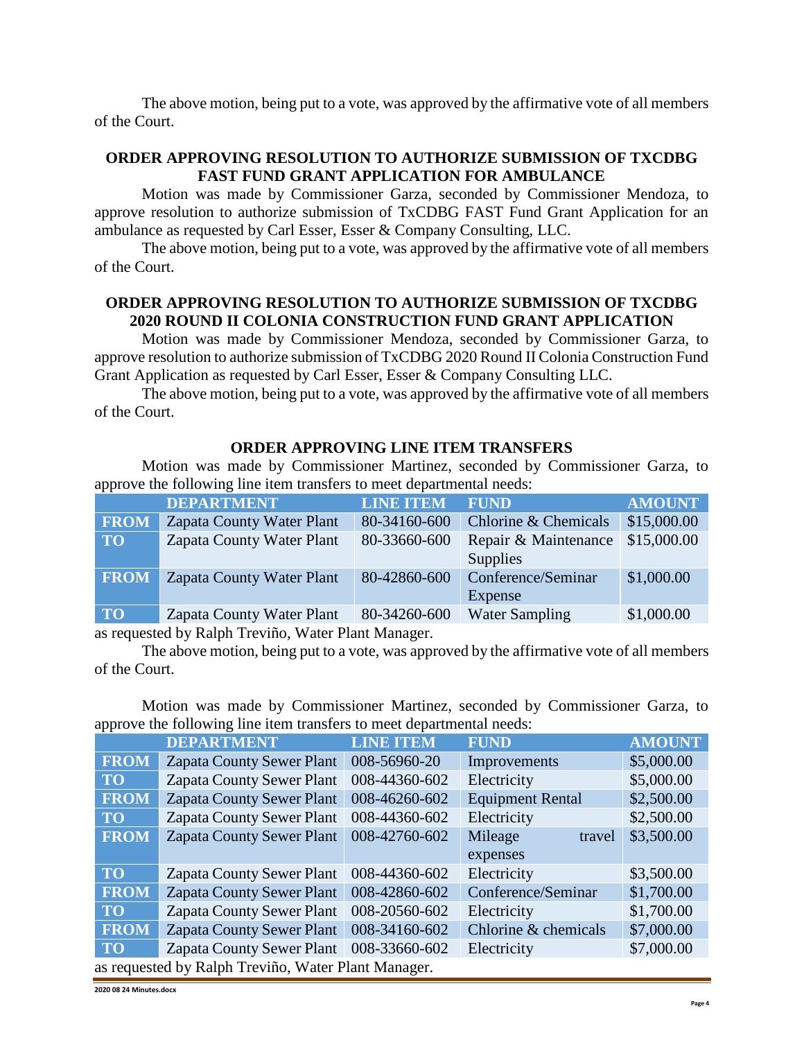The above motion, being put to a vote, was approved by the affirmative vote of all members of the Court.

### ORDER APPROVING RESOLUTION TO AUTHORIZE SUBMISSION OF TXCDBG FAST FUND GRANT APPLICATION FOR AMBULANCE

Motion was made by Commissioner Garza, seconded by Commissioner Mendoza, to approve resolution to authorize submission of TxCDBG FAST Fund Grant Application for an ambulance as requested by Carl Esser, Esser & Company Consulting, LLC.

The above motion, being put to a vote, was approved by the affirmative vote of all members of the Court.

### ORDER APPROVING RESOLUTION TO AUTHORIZE SUBMISSION OF TXCDBG 2020 ROUND II COLONIA CONSTRUCTION FUND GRANT APPLICATION

Motion was made by Commissioner Mendoza, seconded by Commissioner Garza, to approve resolution to authorize submission of TxCDBG 2020 Round II Colonia Construction Fund Grant Application as requested by Carl Esser, Esser & Company Consulting LLC.

The above motion, being put to a vote, was approved by the affirmative vote of all members of the Court.

### ORDER APPROVING LINE ITEM TRANSFERS

Motion was made by Commissioner Martinez, seconded by Commissioner Garza, to approve the following line item transfers to meet departmental needs:

| | DEPARTMENT | LINE ITEM | FUND | AMOUNT |
|---|---|---|---|---|
| FROM | Zapata County Water Plant | 80-34160-600 | Chlorine & Chemicals | $15,000.00 |
| TO | Zapata County Water Plant | 80-33660-600 | Repair & Maintenance Supplies | $15,000.00 |
| FROM | Zapata County Water Plant | 80-42860-600 | Conference/Seminar Expense | $1,000.00 |
| TO | Zapata County Water Plant | 80-34260-600 | Water Sampling | $1,000.00 |

as requested by Ralph Treviño, Water Plant Manager.

The above motion, being put to a vote, was approved by the affirmative vote of all members of the Court.

Motion was made by Commissioner Martinez, seconded by Commissioner Garza, to approve the following line item transfers to meet departmental needs:

| | DEPARTMENT | LINE ITEM | FUND | AMOUNT |
|---|---|---|---|---|
| FROM | Zapata County Sewer Plant | 008-56960-20 | Improvements | $5,000.00 |
| TO | Zapata County Sewer Plant | 008-44360-602 | Electricity | $5,000.00 |
| FROM | Zapata County Sewer Plant | 008-46260-602 | Equipment Rental | $2,500.00 |
| TO | Zapata County Sewer Plant | 008-44360-602 | Electricity | $2,500.00 |
| FROM | Zapata County Sewer Plant | 008-42760-602 | Mileage travel expenses | $3,500.00 |
| TO | Zapata County Sewer Plant | 008-44360-602 | Electricity | $3,500.00 |
| FROM | Zapata County Sewer Plant | 008-42860-602 | Conference/Seminar | $1,700.00 |
| TO | Zapata County Sewer Plant | 008-20560-602 | Electricity | $1,700.00 |
| FROM | Zapata County Sewer Plant | 008-34160-602 | Chlorine & chemicals | $7,000.00 |
| TO | Zapata County Sewer Plant | 008-33660-602 | Electricity | $7,000.00 |

as requested by Ralph Treviño, Water Plant Manager.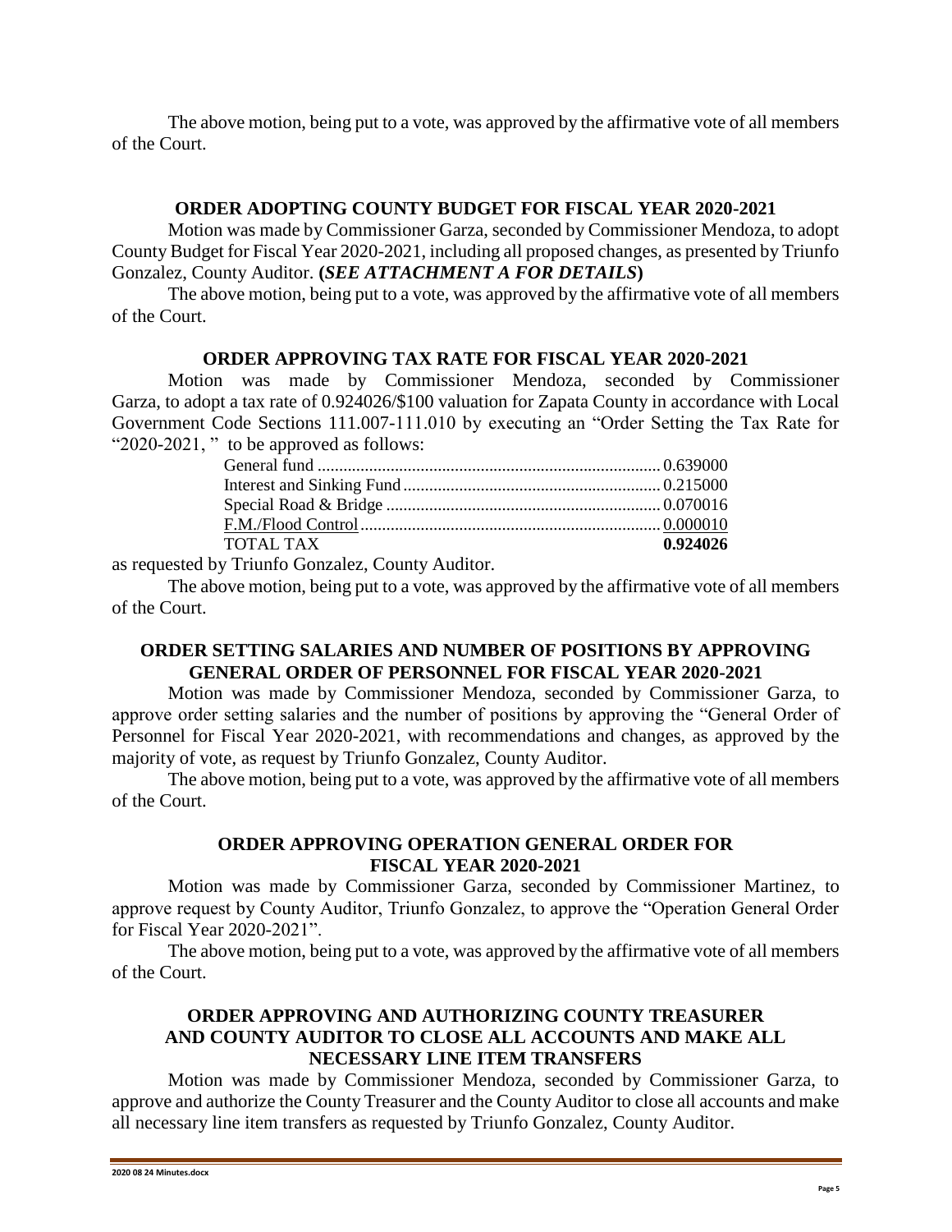The above motion, being put to a vote, was approved by the affirmative vote of all members of the Court.

## ORDER ADOPTING COUNTY BUDGET FOR FISCAL YEAR 2020-2021

Motion was made by Commissioner Garza, seconded by Commissioner Mendoza, to adopt County Budget for Fiscal Year 2020-2021, including all proposed changes, as presented by Triunfo Gonzalez, County Auditor. **(*SEE ATTACHMENT A FOR DETAILS*)**

The above motion, being put to a vote, was approved by the affirmative vote of all members of the Court.

## ORDER APPROVING TAX RATE FOR FISCAL YEAR 2020-2021

Motion was made by Commissioner Mendoza, seconded by Commissioner Garza, to adopt a tax rate of 0.924026/$100 valuation for Zapata County in accordance with Local Government Code Sections 111.007-111.010 by executing an "Order Setting the Tax Rate for "2020-2021, " to be approved as follows:

| | |
|---|---|
| General fund | 0.639000 |
| Interest and Sinking Fund | 0.215000 |
| Special Road & Bridge | 0.070016 |
| F.M./Flood Control | 0.000010 |
| TOTAL TAX | **0.924026** |

as requested by Triunfo Gonzalez, County Auditor.

The above motion, being put to a vote, was approved by the affirmative vote of all members of the Court.

## ORDER SETTING SALARIES AND NUMBER OF POSITIONS BY APPROVING GENERAL ORDER OF PERSONNEL FOR FISCAL YEAR 2020-2021

Motion was made by Commissioner Mendoza, seconded by Commissioner Garza, to approve order setting salaries and the number of positions by approving the "General Order of Personnel for Fiscal Year 2020-2021, with recommendations and changes, as approved by the majority of vote, as request by Triunfo Gonzalez, County Auditor.

The above motion, being put to a vote, was approved by the affirmative vote of all members of the Court.

## ORDER APPROVING OPERATION GENERAL ORDER FOR FISCAL YEAR 2020-2021

Motion was made by Commissioner Garza, seconded by Commissioner Martinez, to approve request by County Auditor, Triunfo Gonzalez, to approve the "Operation General Order for Fiscal Year 2020-2021".

The above motion, being put to a vote, was approved by the affirmative vote of all members of the Court.

## ORDER APPROVING AND AUTHORIZING COUNTY TREASURER AND COUNTY AUDITOR TO CLOSE ALL ACCOUNTS AND MAKE ALL NECESSARY LINE ITEM TRANSFERS

Motion was made by Commissioner Mendoza, seconded by Commissioner Garza, to approve and authorize the County Treasurer and the County Auditor to close all accounts and make all necessary line item transfers as requested by Triunfo Gonzalez, County Auditor.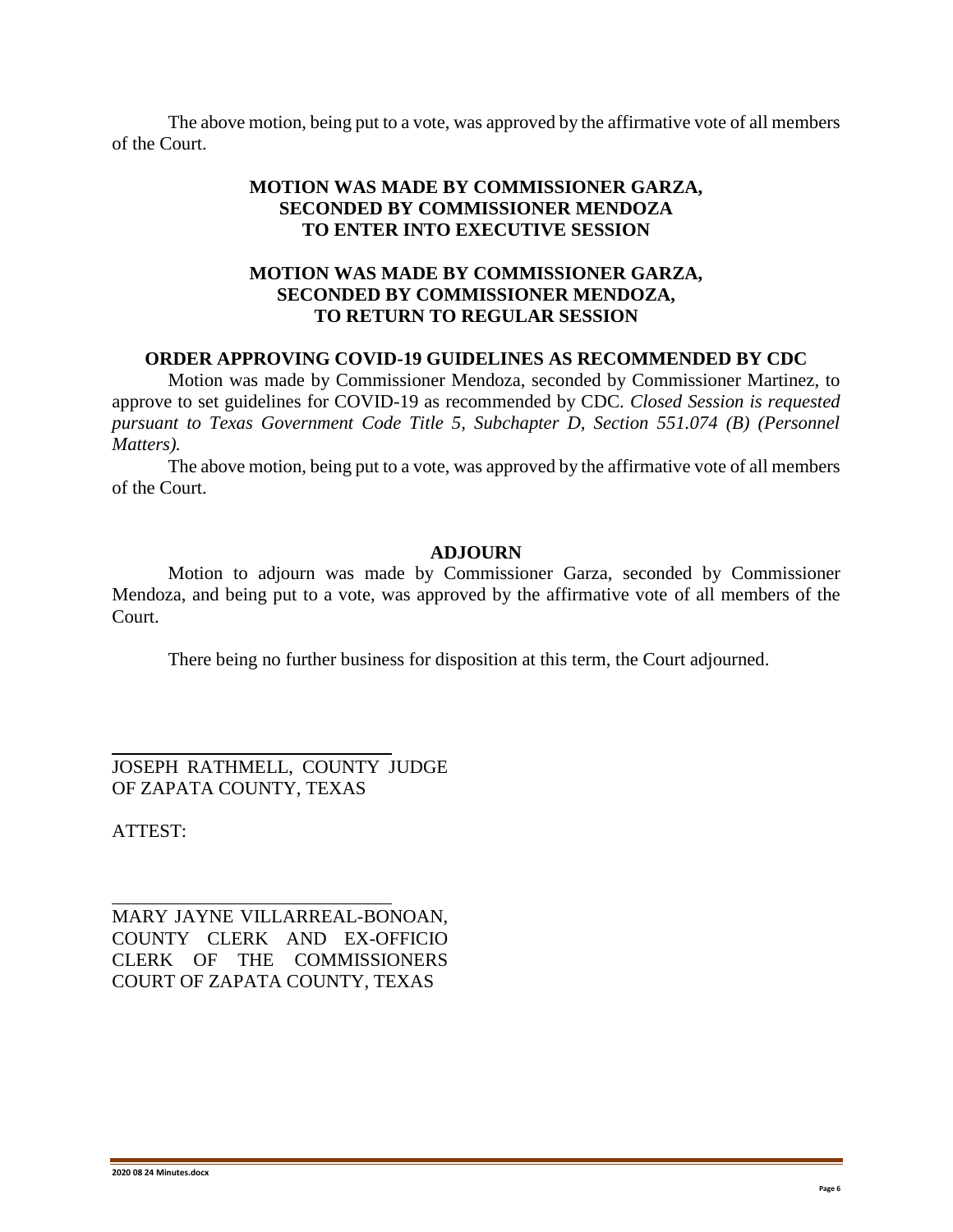The above motion, being put to a vote, was approved by the affirmative vote of all members of the Court.

**MOTION WAS MADE BY COMMISSIONER GARZA, SECONDED BY COMMISSIONER MENDOZA TO ENTER INTO EXECUTIVE SESSION**

**MOTION WAS MADE BY COMMISSIONER GARZA, SECONDED BY COMMISSIONER MENDOZA, TO RETURN TO REGULAR SESSION**

**ORDER APPROVING COVID-19 GUIDELINES AS RECOMMENDED BY CDC**

Motion was made by Commissioner Mendoza, seconded by Commissioner Martinez, to approve to set guidelines for COVID-19 as recommended by CDC. *Closed Session is requested pursuant to Texas Government Code Title 5, Subchapter D, Section 551.074 (B) (Personnel Matters).*

The above motion, being put to a vote, was approved by the affirmative vote of all members of the Court.

**ADJOURN**

Motion to adjourn was made by Commissioner Garza, seconded by Commissioner Mendoza, and being put to a vote, was approved by the affirmative vote of all members of the Court.

There being no further business for disposition at this term, the Court adjourned.

JOSEPH RATHMELL, COUNTY JUDGE
OF ZAPATA COUNTY, TEXAS

ATTEST:

MARY JAYNE VILLARREAL-BONOAN,
COUNTY CLERK AND EX-OFFICIO
CLERK OF THE COMMISSIONERS
COURT OF ZAPATA COUNTY, TEXAS